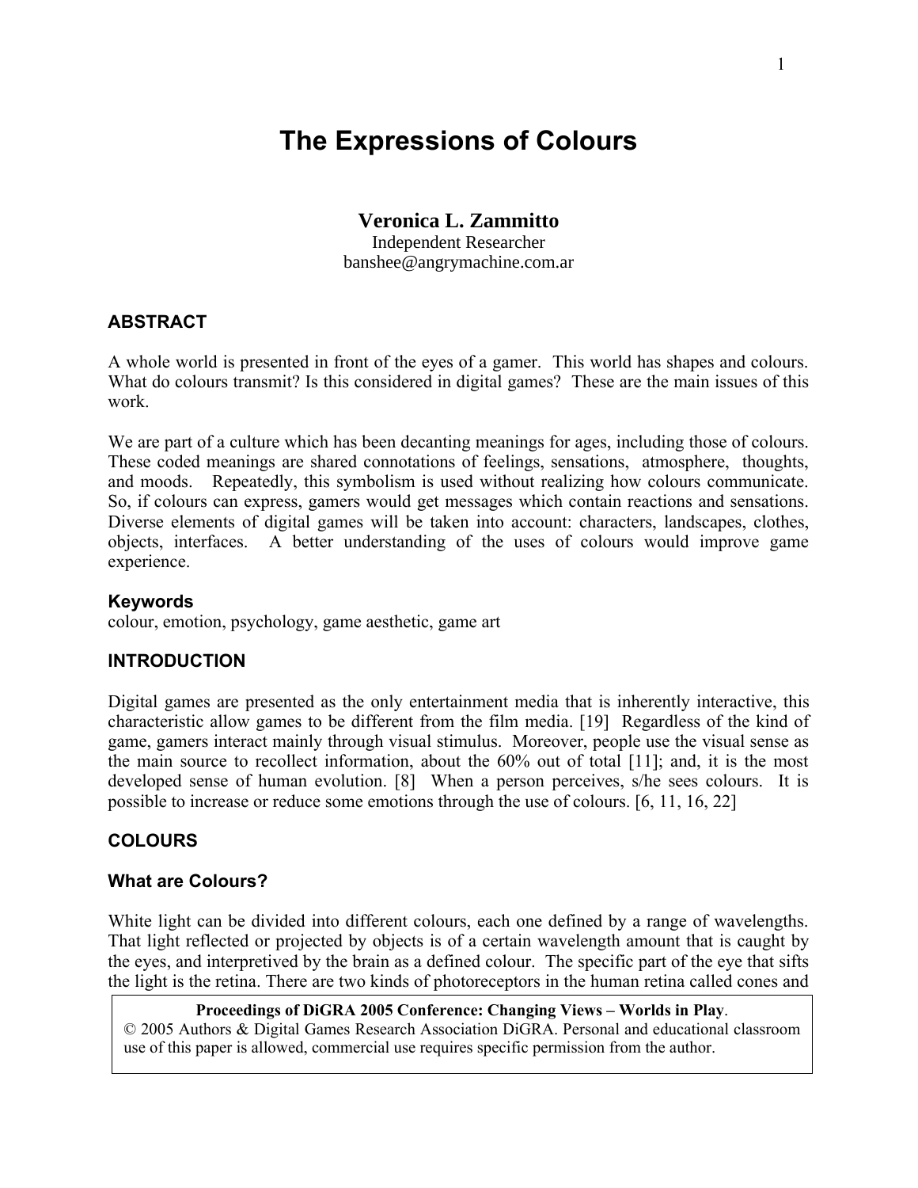# The Expressions of Colours

**Veronica L. Zammitto**
Independent Researcher
banshee@angrymachine.com.ar

## ABSTRACT

A whole world is presented in front of the eyes of a gamer. This world has shapes and colours. What do colours transmit? Is this considered in digital games? These are the main issues of this work.

We are part of a culture which has been decanting meanings for ages, including those of colours. These coded meanings are shared connotations of feelings, sensations, atmosphere, thoughts, and moods. Repeatedly, this symbolism is used without realizing how colours communicate. So, if colours can express, gamers would get messages which contain reactions and sensations. Diverse elements of digital games will be taken into account: characters, landscapes, clothes, objects, interfaces. A better understanding of the uses of colours would improve game experience.

### Keywords

colour, emotion, psychology, game aesthetic, game art

## INTRODUCTION

Digital games are presented as the only entertainment media that is inherently interactive, this characteristic allow games to be different from the film media. [19] Regardless of the kind of game, gamers interact mainly through visual stimulus. Moreover, people use the visual sense as the main source to recollect information, about the 60% out of total [11]; and, it is the most developed sense of human evolution. [8] When a person perceives, s/he sees colours. It is possible to increase or reduce some emotions through the use of colours. [6, 11, 16, 22]

## COLOURS

### What are Colours?

White light can be divided into different colours, each one defined by a range of wavelengths. That light reflected or projected by objects is of a certain wavelength amount that is caught by the eyes, and interpretived by the brain as a defined colour. The specific part of the eye that sifts the light is the retina. There are two kinds of photoreceptors in the human retina called cones and

**Proceedings of DiGRA 2005 Conference: Changing Views – Worlds in Play**.
© 2005 Authors & Digital Games Research Association DiGRA. Personal and educational classroom use of this paper is allowed, commercial use requires specific permission from the author.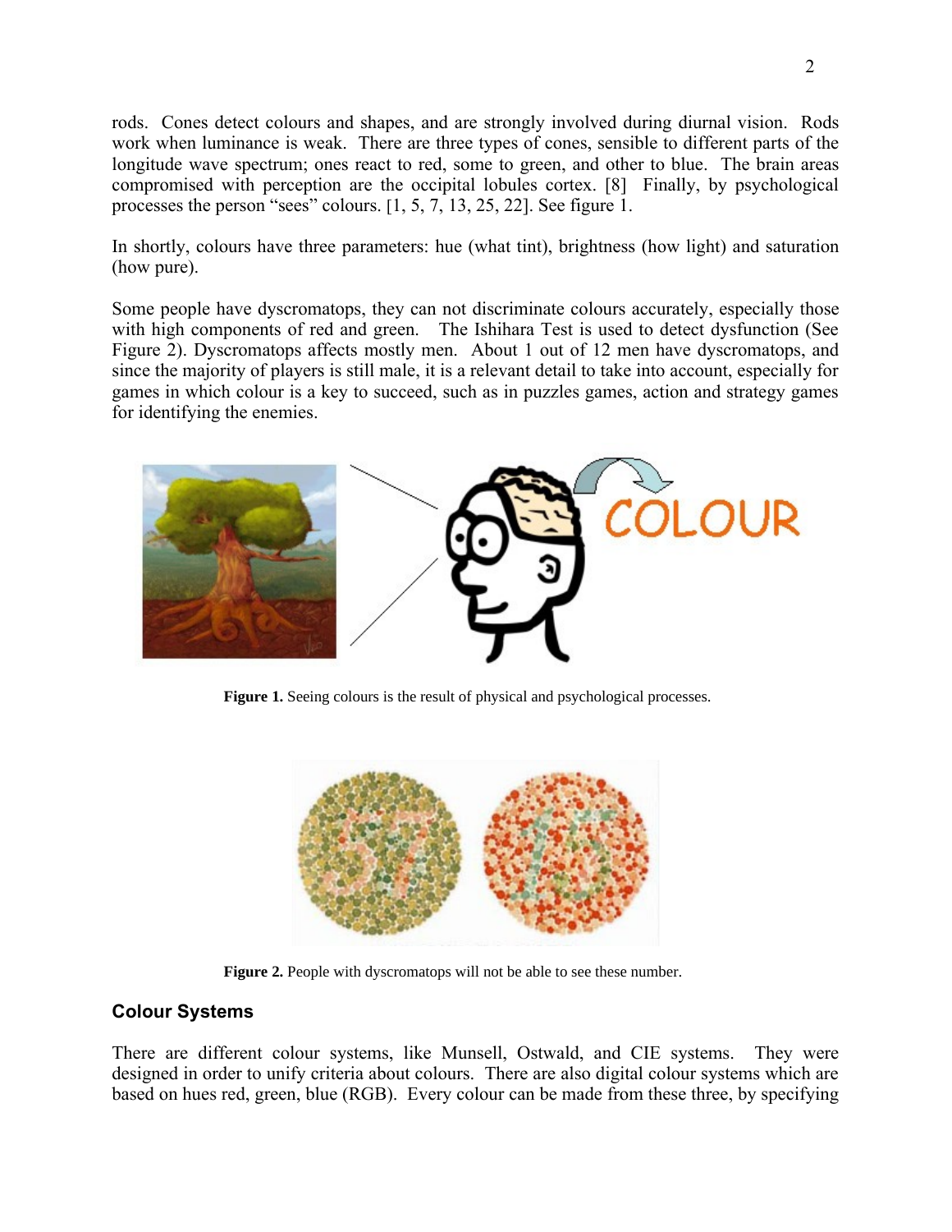rods. Cones detect colours and shapes, and are strongly involved during diurnal vision. Rods work when luminance is weak. There are three types of cones, sensible to different parts of the longitude wave spectrum; ones react to red, some to green, and other to blue. The brain areas compromised with perception are the occipital lobules cortex. [8] Finally, by psychological processes the person "sees" colours. [1, 5, 7, 13, 25, 22]. See figure 1.

In shortly, colours have three parameters: hue (what tint), brightness (how light) and saturation (how pure).

Some people have dyscromatops, they can not discriminate colours accurately, especially those with high components of red and green. The Ishihara Test is used to detect dysfunction (See Figure 2). Dyscromatops affects mostly men. About 1 out of 12 men have dyscromatops, and since the majority of players is still male, it is a relevant detail to take into account, especially for games in which colour is a key to succeed, such as in puzzles games, action and strategy games for identifying the enemies.

**Figure 1.** Seeing colours is the result of physical and psychological processes.

**Figure 2.** People with dyscromatops will not be able to see these number.

## Colour Systems

There are different colour systems, like Munsell, Ostwald, and CIE systems. They were designed in order to unify criteria about colours. There are also digital colour systems which are based on hues red, green, blue (RGB). Every colour can be made from these three, by specifying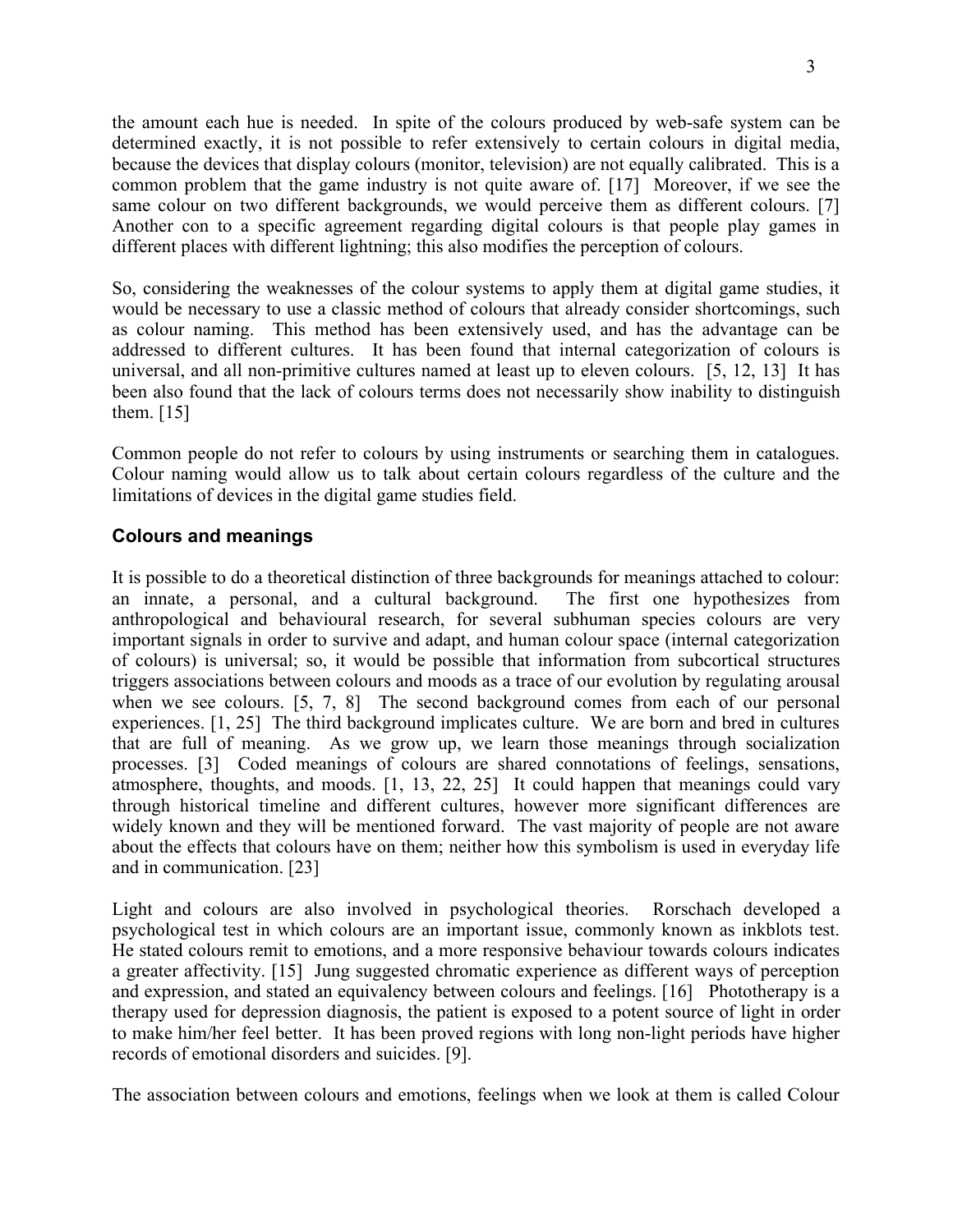the amount each hue is needed. In spite of the colours produced by web-safe system can be determined exactly, it is not possible to refer extensively to certain colours in digital media, because the devices that display colours (monitor, television) are not equally calibrated. This is a common problem that the game industry is not quite aware of. [17] Moreover, if we see the same colour on two different backgrounds, we would perceive them as different colours. [7] Another con to a specific agreement regarding digital colours is that people play games in different places with different lightning; this also modifies the perception of colours.

So, considering the weaknesses of the colour systems to apply them at digital game studies, it would be necessary to use a classic method of colours that already consider shortcomings, such as colour naming. This method has been extensively used, and has the advantage can be addressed to different cultures. It has been found that internal categorization of colours is universal, and all non-primitive cultures named at least up to eleven colours. [5, 12, 13] It has been also found that the lack of colours terms does not necessarily show inability to distinguish them. [15]

Common people do not refer to colours by using instruments or searching them in catalogues. Colour naming would allow us to talk about certain colours regardless of the culture and the limitations of devices in the digital game studies field.

## Colours and meanings

It is possible to do a theoretical distinction of three backgrounds for meanings attached to colour: an innate, a personal, and a cultural background. The first one hypothesizes from anthropological and behavioural research, for several subhuman species colours are very important signals in order to survive and adapt, and human colour space (internal categorization of colours) is universal; so, it would be possible that information from subcortical structures triggers associations between colours and moods as a trace of our evolution by regulating arousal when we see colours. [5, 7, 8] The second background comes from each of our personal experiences. [1, 25] The third background implicates culture. We are born and bred in cultures that are full of meaning. As we grow up, we learn those meanings through socialization processes. [3] Coded meanings of colours are shared connotations of feelings, sensations, atmosphere, thoughts, and moods. [1, 13, 22, 25] It could happen that meanings could vary through historical timeline and different cultures, however more significant differences are widely known and they will be mentioned forward. The vast majority of people are not aware about the effects that colours have on them; neither how this symbolism is used in everyday life and in communication. [23]

Light and colours are also involved in psychological theories. Rorschach developed a psychological test in which colours are an important issue, commonly known as inkblots test. He stated colours remit to emotions, and a more responsive behaviour towards colours indicates a greater affectivity. [15] Jung suggested chromatic experience as different ways of perception and expression, and stated an equivalency between colours and feelings. [16] Phototherapy is a therapy used for depression diagnosis, the patient is exposed to a potent source of light in order to make him/her feel better. It has been proved regions with long non-light periods have higher records of emotional disorders and suicides. [9].

The association between colours and emotions, feelings when we look at them is called Colour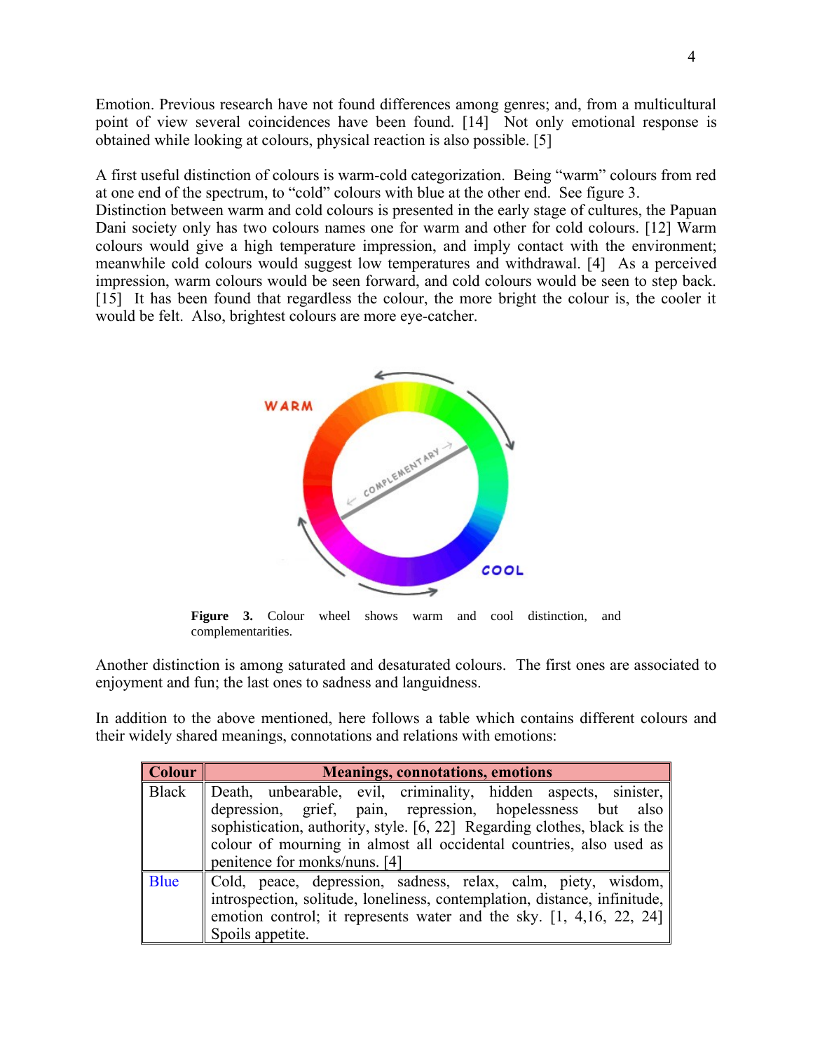Emotion. Previous research have not found differences among genres; and, from a multicultural point of view several coincidences have been found. [14] Not only emotional response is obtained while looking at colours, physical reaction is also possible. [5]

A first useful distinction of colours is warm-cold categorization. Being "warm" colours from red at one end of the spectrum, to "cold" colours with blue at the other end. See figure 3.
Distinction between warm and cold colours is presented in the early stage of cultures, the Papuan Dani society only has two colours names one for warm and other for cold colours. [12] Warm colours would give a high temperature impression, and imply contact with the environment; meanwhile cold colours would suggest low temperatures and withdrawal. [4] As a perceived impression, warm colours would be seen forward, and cold colours would be seen to step back. [15] It has been found that regardless the colour, the more bright the colour is, the cooler it would be felt. Also, brightest colours are more eye-catcher.

**Figure 3.** Colour wheel shows warm and cool distinction, and complementarities.

Another distinction is among saturated and desaturated colours. The first ones are associated to enjoyment and fun; the last ones to sadness and languidness.

In addition to the above mentioned, here follows a table which contains different colours and their widely shared meanings, connotations and relations with emotions:

| Colour | Meanings, connotations, emotions |
|---|---|
| Black | Death, unbearable, evil, criminality, hidden aspects, sinister, depression, grief, pain, repression, hopelessness but also sophistication, authority, style. [6, 22] Regarding clothes, black is the colour of mourning in almost all occidental countries, also used as penitence for monks/nuns. [4] |
| Blue | Cold, peace, depression, sadness, relax, calm, piety, wisdom, introspection, solitude, loneliness, contemplation, distance, infinitude, emotion control; it represents water and the sky. [1, 4,16, 22, 24] Spoils appetite. |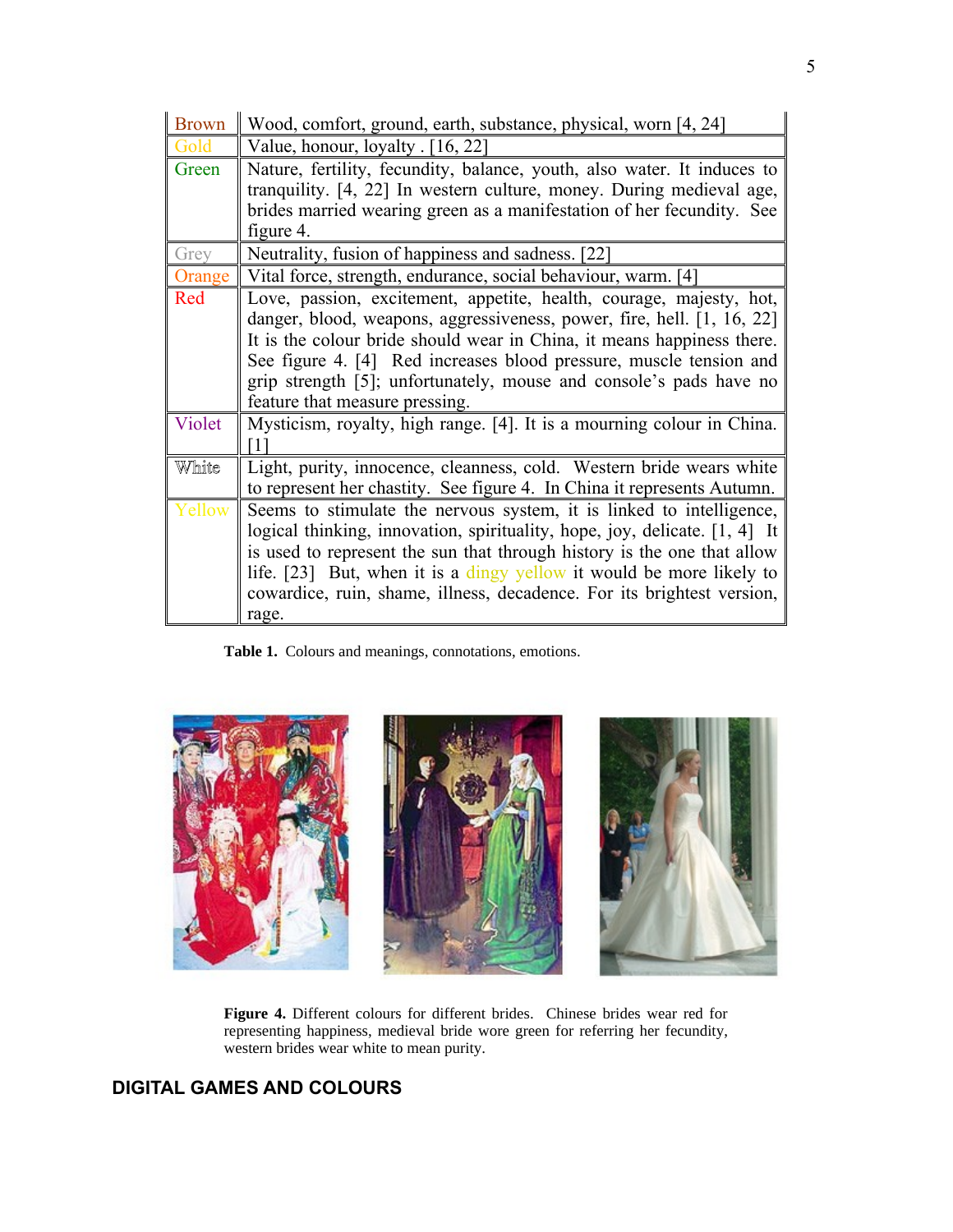| Brown | Wood, comfort, ground, earth, substance, physical, worn [4, 24] |
|---|---|
| Gold | Value, honour, loyalty . [16, 22] |
| Green | Nature, fertility, fecundity, balance, youth, also water. It induces to tranquility. [4, 22] In western culture, money. During medieval age, brides married wearing green as a manifestation of her fecundity. See figure 4. |
| Grey | Neutrality, fusion of happiness and sadness. [22] |
| Orange | Vital force, strength, endurance, social behaviour, warm. [4] |
| Red | Love, passion, excitement, appetite, health, courage, majesty, hot, danger, blood, weapons, aggressiveness, power, fire, hell. [1, 16, 22] It is the colour bride should wear in China, it means happiness there. See figure 4. [4] Red increases blood pressure, muscle tension and grip strength [5]; unfortunately, mouse and console's pads have no feature that measure pressing. |
| Violet | Mysticism, royalty, high range. [4]. It is a mourning colour in China. [1] |
| White | Light, purity, innocence, cleanness, cold. Western bride wears white to represent her chastity. See figure 4. In China it represents Autumn. |
| Yellow | Seems to stimulate the nervous system, it is linked to intelligence, logical thinking, innovation, spirituality, hope, joy, delicate. [1, 4] It is used to represent the sun that through history is the one that allow life. [23] But, when it is a dingy yellow it would be more likely to cowardice, ruin, shame, illness, decadence. For its brightest version, rage. |

**Table 1.** Colours and meanings, connotations, emotions.

**Figure 4.** Different colours for different brides. Chinese brides wear red for representing happiness, medieval bride wore green for referring her fecundity, western brides wear white to mean purity.

## DIGITAL GAMES AND COLOURS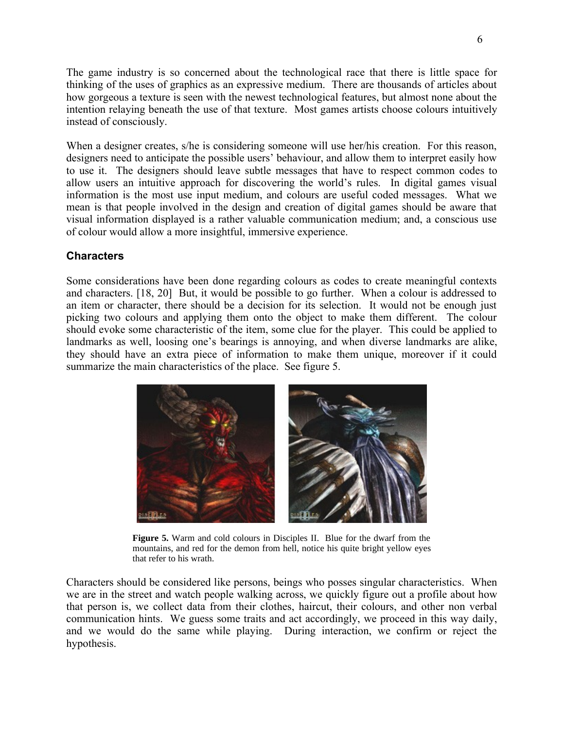The game industry is so concerned about the technological race that there is little space for thinking of the uses of graphics as an expressive medium. There are thousands of articles about how gorgeous a texture is seen with the newest technological features, but almost none about the intention relaying beneath the use of that texture. Most games artists choose colours intuitively instead of consciously.

When a designer creates, s/he is considering someone will use her/his creation. For this reason, designers need to anticipate the possible users' behaviour, and allow them to interpret easily how to use it. The designers should leave subtle messages that have to respect common codes to allow users an intuitive approach for discovering the world's rules. In digital games visual information is the most use input medium, and colours are useful coded messages. What we mean is that people involved in the design and creation of digital games should be aware that visual information displayed is a rather valuable communication medium; and, a conscious use of colour would allow a more insightful, immersive experience.

## Characters

Some considerations have been done regarding colours as codes to create meaningful contexts and characters. [18, 20] But, it would be possible to go further. When a colour is addressed to an item or character, there should be a decision for its selection. It would not be enough just picking two colours and applying them onto the object to make them different. The colour should evoke some characteristic of the item, some clue for the player. This could be applied to landmarks as well, loosing one's bearings is annoying, and when diverse landmarks are alike, they should have an extra piece of information to make them unique, moreover if it could summarize the main characteristics of the place. See figure 5.

**Figure 5.** Warm and cold colours in Disciples II. Blue for the dwarf from the mountains, and red for the demon from hell, notice his quite bright yellow eyes that refer to his wrath.

Characters should be considered like persons, beings who posses singular characteristics. When we are in the street and watch people walking across, we quickly figure out a profile about how that person is, we collect data from their clothes, haircut, their colours, and other non verbal communication hints. We guess some traits and act accordingly, we proceed in this way daily, and we would do the same while playing. During interaction, we confirm or reject the hypothesis.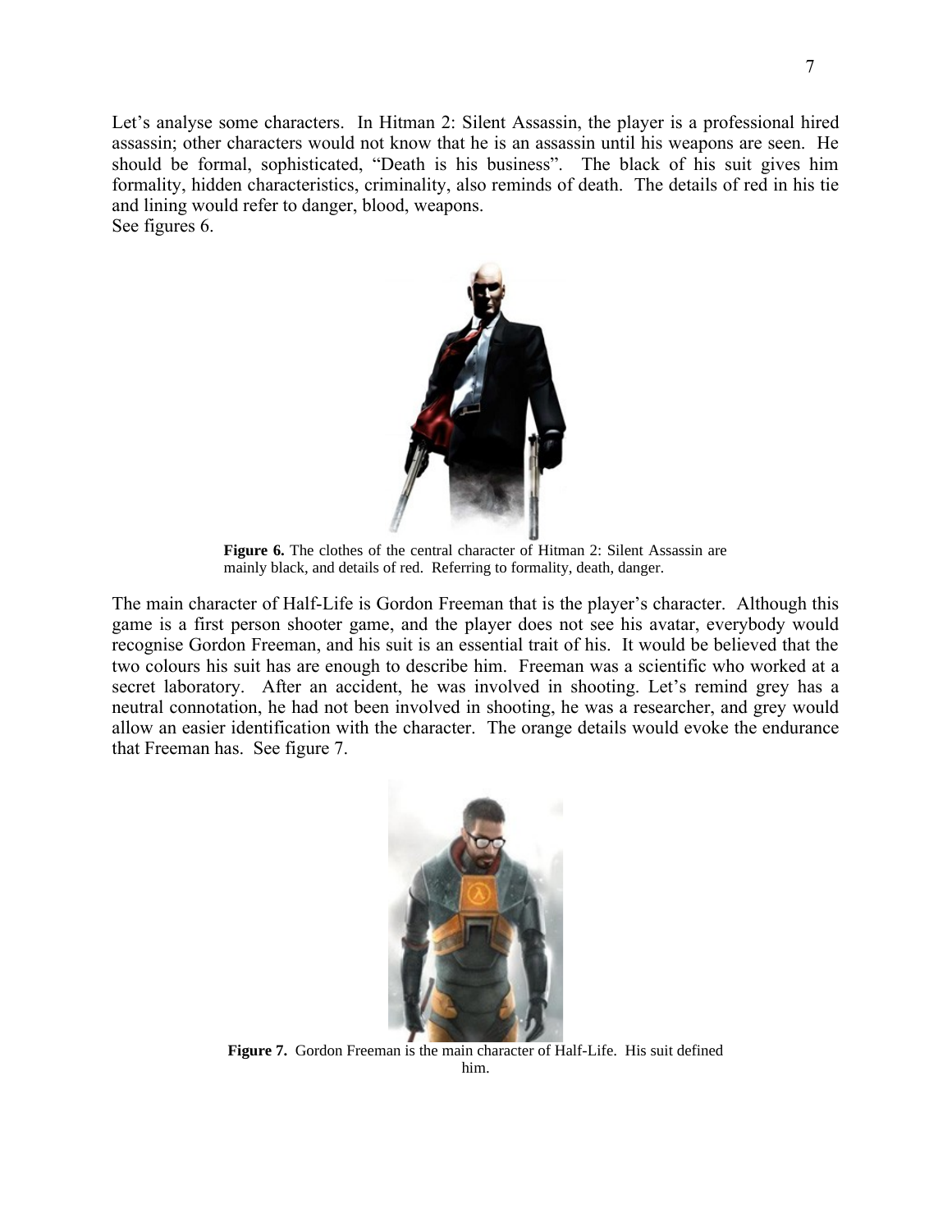Let's analyse some characters. In Hitman 2: Silent Assassin, the player is a professional hired assassin; other characters would not know that he is an assassin until his weapons are seen. He should be formal, sophisticated, "Death is his business". The black of his suit gives him formality, hidden characteristics, criminality, also reminds of death. The details of red in his tie and lining would refer to danger, blood, weapons.
See figures 6.

**Figure 6.** The clothes of the central character of Hitman 2: Silent Assassin are mainly black, and details of red. Referring to formality, death, danger.

The main character of Half-Life is Gordon Freeman that is the player's character. Although this game is a first person shooter game, and the player does not see his avatar, everybody would recognise Gordon Freeman, and his suit is an essential trait of his. It would be believed that the two colours his suit has are enough to describe him. Freeman was a scientific who worked at a secret laboratory. After an accident, he was involved in shooting. Let's remind grey has a neutral connotation, he had not been involved in shooting, he was a researcher, and grey would allow an easier identification with the character. The orange details would evoke the endurance that Freeman has. See figure 7.

**Figure 7.** Gordon Freeman is the main character of Half-Life. His suit defined him.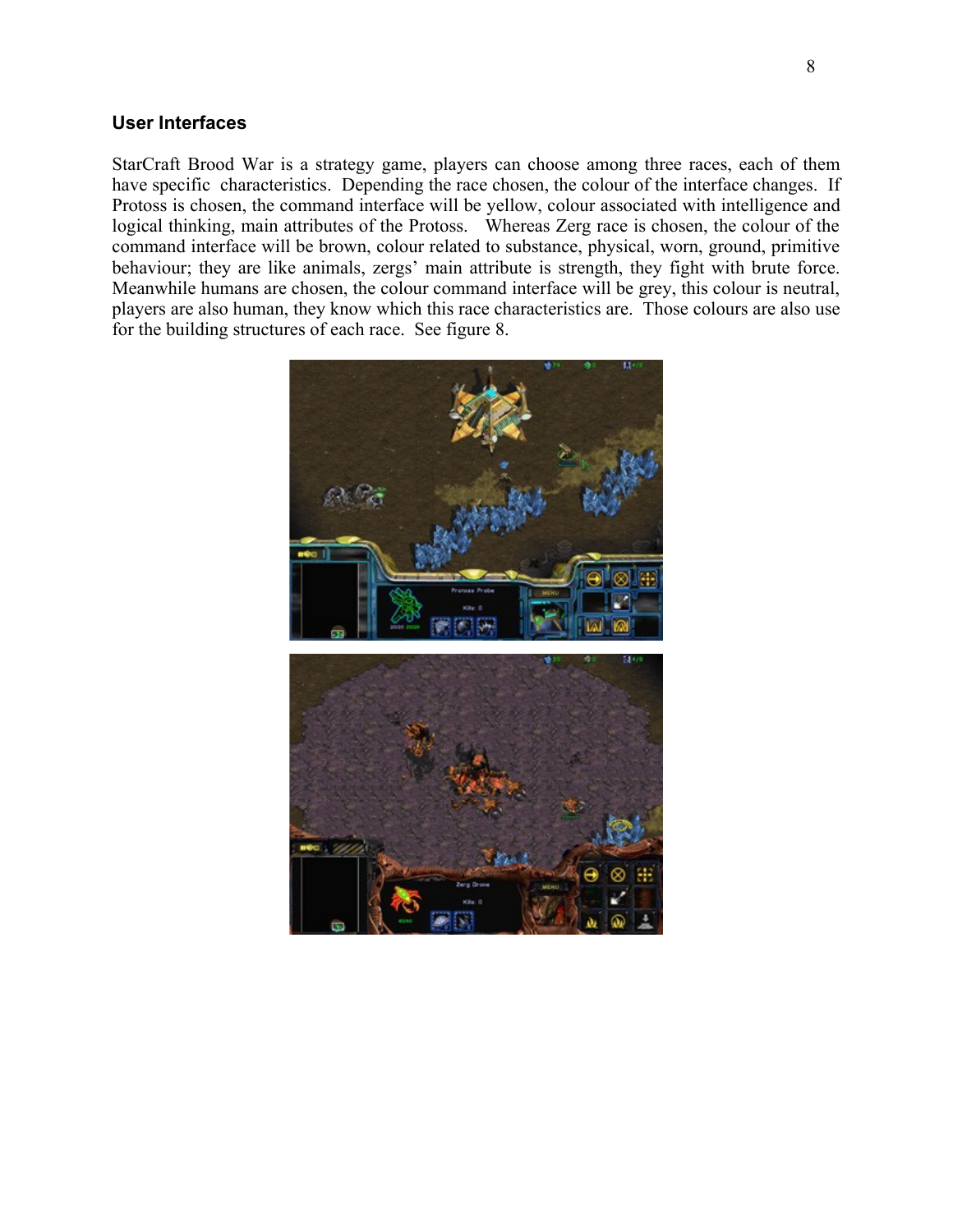## User Interfaces

StarCraft Brood War is a strategy game, players can choose among three races, each of them have specific characteristics. Depending the race chosen, the colour of the interface changes. If Protoss is chosen, the command interface will be yellow, colour associated with intelligence and logical thinking, main attributes of the Protoss. Whereas Zerg race is chosen, the colour of the command interface will be brown, colour related to substance, physical, worn, ground, primitive behaviour; they are like animals, zergs' main attribute is strength, they fight with brute force. Meanwhile humans are chosen, the colour command interface will be grey, this colour is neutral, players are also human, they know which this race characteristics are. Those colours are also use for the building structures of each race. See figure 8.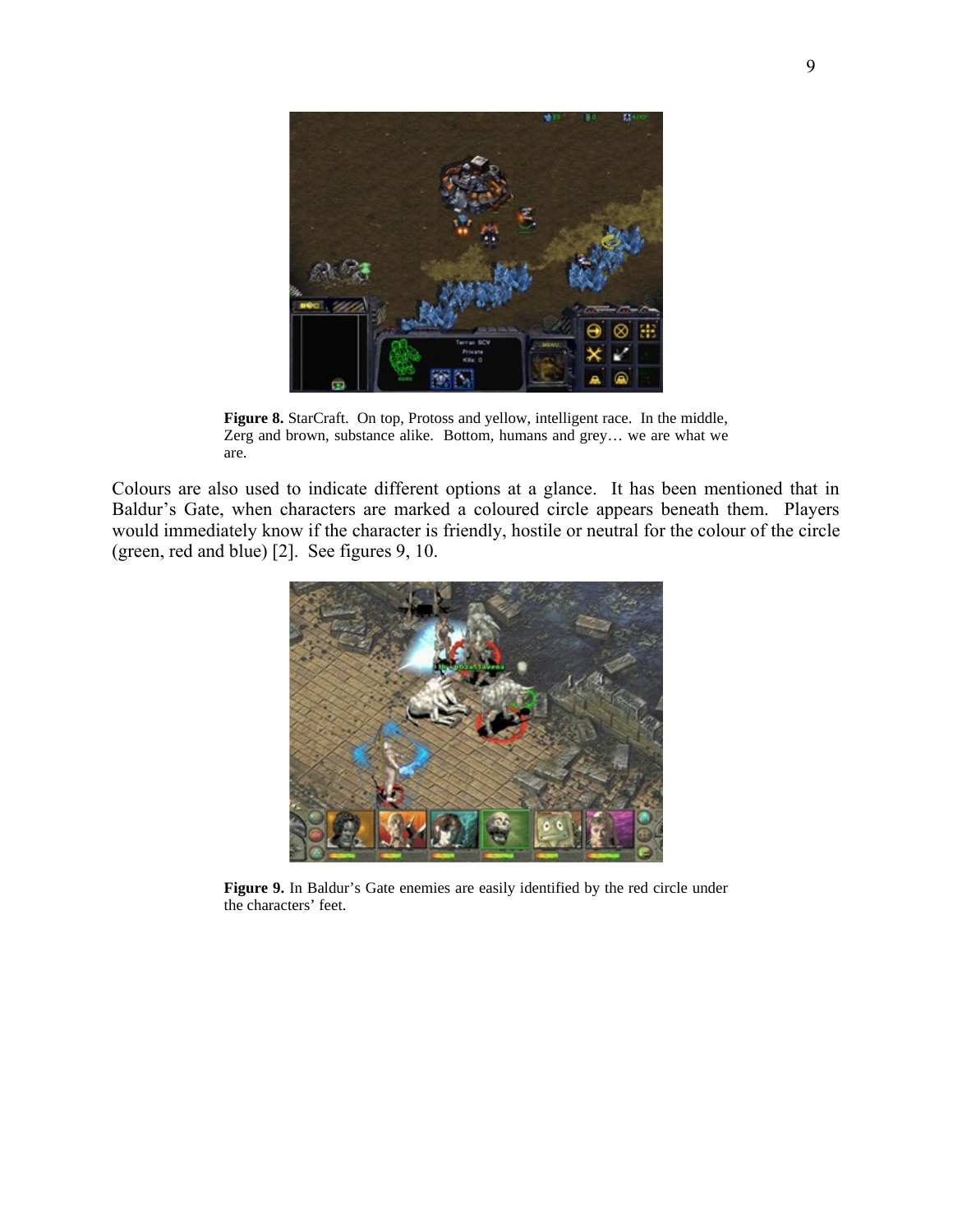**Figure 8.** StarCraft. On top, Protoss and yellow, intelligent race. In the middle, Zerg and brown, substance alike. Bottom, humans and grey… we are what we are.

Colours are also used to indicate different options at a glance. It has been mentioned that in Baldur's Gate, when characters are marked a coloured circle appears beneath them. Players would immediately know if the character is friendly, hostile or neutral for the colour of the circle (green, red and blue) [2]. See figures 9, 10.

**Figure 9.** In Baldur's Gate enemies are easily identified by the red circle under the characters' feet.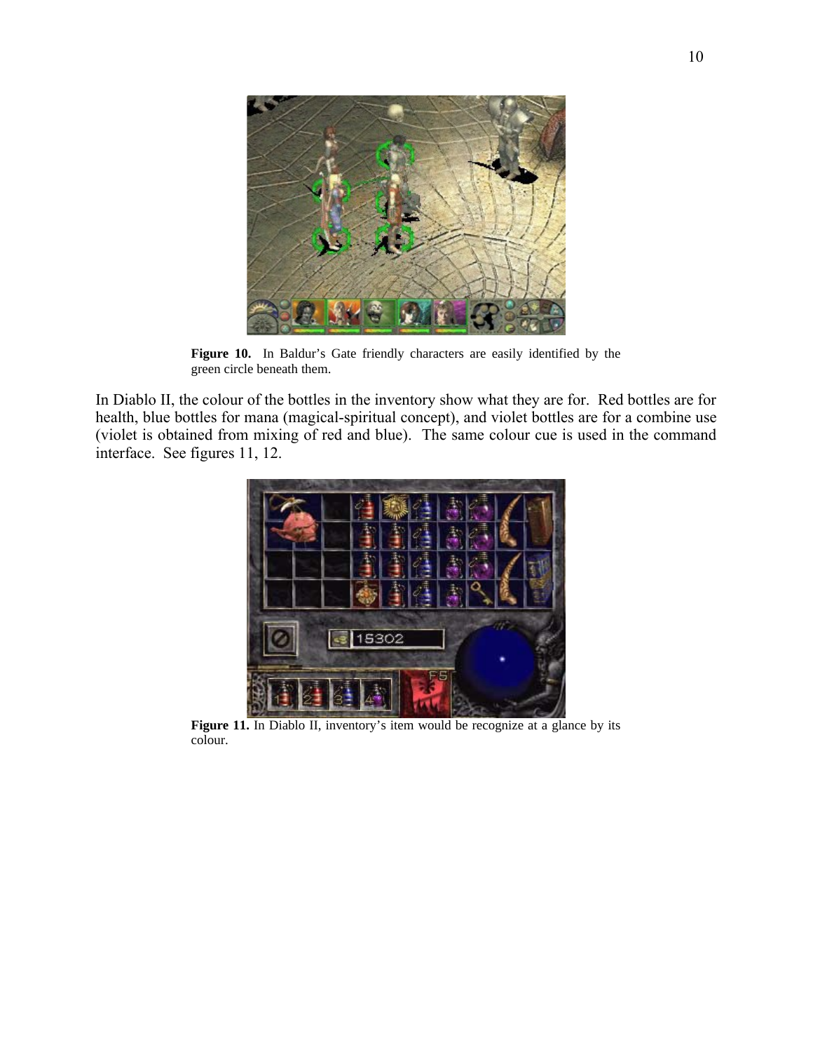**Figure 10.** In Baldur's Gate friendly characters are easily identified by the green circle beneath them.

In Diablo II, the colour of the bottles in the inventory show what they are for. Red bottles are for health, blue bottles for mana (magical-spiritual concept), and violet bottles are for a combine use (violet is obtained from mixing of red and blue). The same colour cue is used in the command interface. See figures 11, 12.

**Figure 11.** In Diablo II, inventory's item would be recognize at a glance by its colour.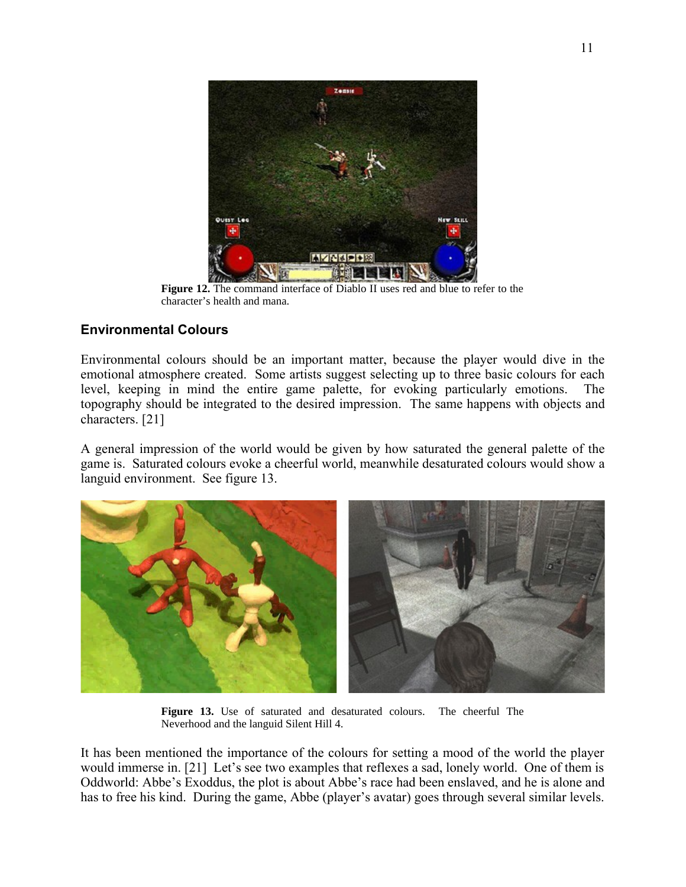**Figure 12.** The command interface of Diablo II uses red and blue to refer to the character's health and mana.

## Environmental Colours

Environmental colours should be an important matter, because the player would dive in the emotional atmosphere created. Some artists suggest selecting up to three basic colours for each level, keeping in mind the entire game palette, for evoking particularly emotions. The topography should be integrated to the desired impression. The same happens with objects and characters. [21]

A general impression of the world would be given by how saturated the general palette of the game is. Saturated colours evoke a cheerful world, meanwhile desaturated colours would show a languid environment. See figure 13.

**Figure 13.** Use of saturated and desaturated colours. The cheerful The Neverhood and the languid Silent Hill 4.

It has been mentioned the importance of the colours for setting a mood of the world the player would immerse in. [21] Let's see two examples that reflexes a sad, lonely world. One of them is Oddworld: Abbe's Exoddus, the plot is about Abbe's race had been enslaved, and he is alone and has to free his kind. During the game, Abbe (player's avatar) goes through several similar levels.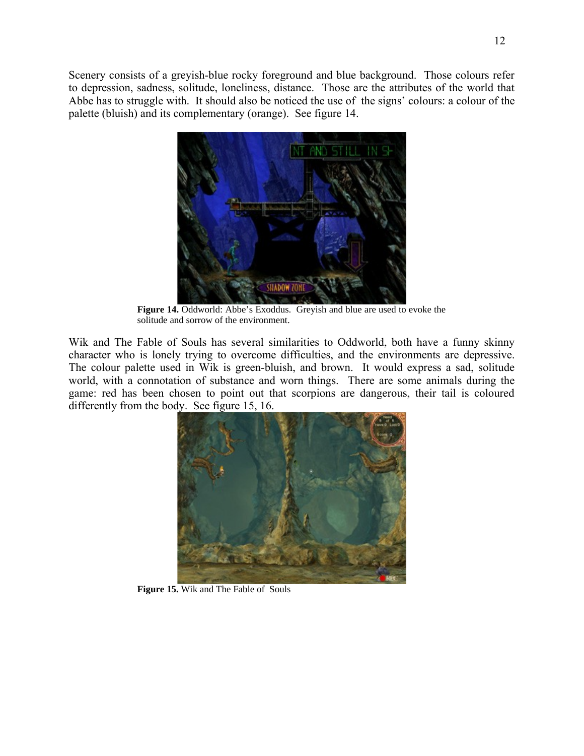Scenery consists of a greyish-blue rocky foreground and blue background. Those colours refer to depression, sadness, solitude, loneliness, distance. Those are the attributes of the world that Abbe has to struggle with. It should also be noticed the use of the signs' colours: a colour of the palette (bluish) and its complementary (orange). See figure 14.

**Figure 14.** Oddworld: Abbe's Exoddus. Greyish and blue are used to evoke the solitude and sorrow of the environment.

Wik and The Fable of Souls has several similarities to Oddworld, both have a funny skinny character who is lonely trying to overcome difficulties, and the environments are depressive. The colour palette used in Wik is green-bluish, and brown. It would express a sad, solitude world, with a connotation of substance and worn things. There are some animals during the game: red has been chosen to point out that scorpions are dangerous, their tail is coloured differently from the body. See figure 15, 16.

**Figure 15.** Wik and The Fable of Souls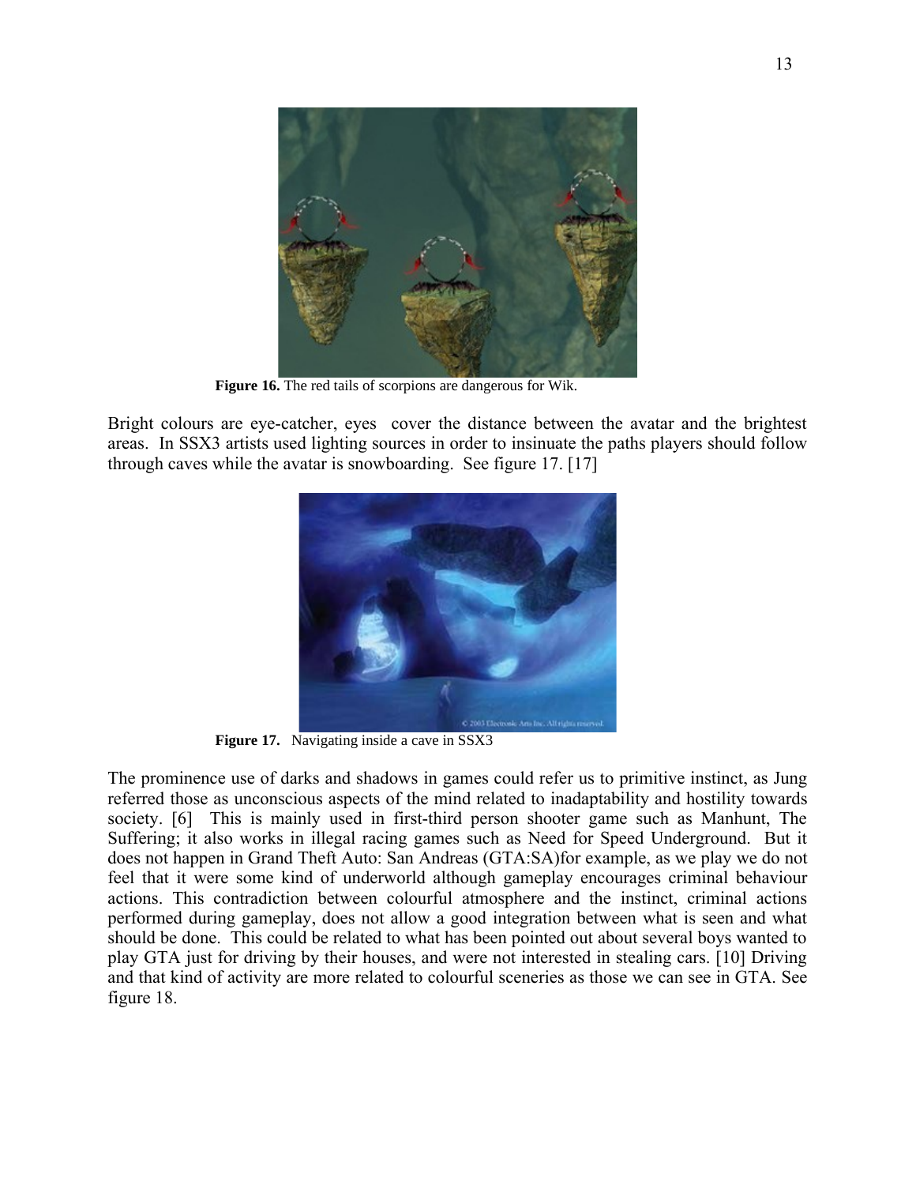**Figure 16.** The red tails of scorpions are dangerous for Wik.

Bright colours are eye-catcher, eyes cover the distance between the avatar and the brightest areas. In SSX3 artists used lighting sources in order to insinuate the paths players should follow through caves while the avatar is snowboarding. See figure 17. [17]

**Figure 17.** Navigating inside a cave in SSX3

The prominence use of darks and shadows in games could refer us to primitive instinct, as Jung referred those as unconscious aspects of the mind related to inadaptability and hostility towards society. [6] This is mainly used in first-third person shooter game such as Manhunt, The Suffering; it also works in illegal racing games such as Need for Speed Underground. But it does not happen in Grand Theft Auto: San Andreas (GTA:SA)for example, as we play we do not feel that it were some kind of underworld although gameplay encourages criminal behaviour actions. This contradiction between colourful atmosphere and the instinct, criminal actions performed during gameplay, does not allow a good integration between what is seen and what should be done. This could be related to what has been pointed out about several boys wanted to play GTA just for driving by their houses, and were not interested in stealing cars. [10] Driving and that kind of activity are more related to colourful sceneries as those we can see in GTA. See figure 18.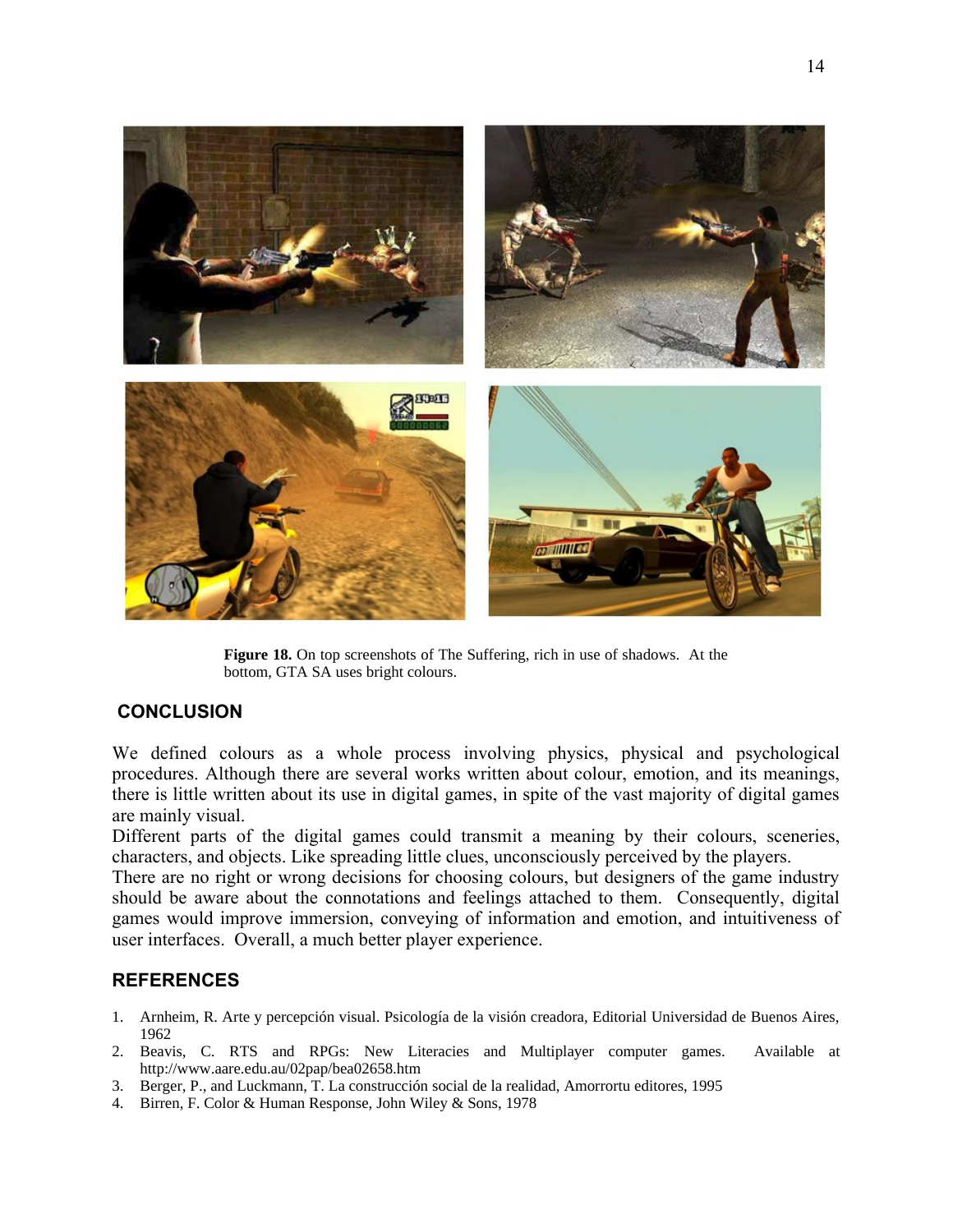**Figure 18.** On top screenshots of The Suffering, rich in use of shadows. At the bottom, GTA SA uses bright colours.

## CONCLUSION

We defined colours as a whole process involving physics, physical and psychological procedures. Although there are several works written about colour, emotion, and its meanings, there is little written about its use in digital games, in spite of the vast majority of digital games are mainly visual.

Different parts of the digital games could transmit a meaning by their colours, sceneries, characters, and objects. Like spreading little clues, unconsciously perceived by the players.

There are no right or wrong decisions for choosing colours, but designers of the game industry should be aware about the connotations and feelings attached to them. Consequently, digital games would improve immersion, conveying of information and emotion, and intuitiveness of user interfaces. Overall, a much better player experience.

## REFERENCES

1. Arnheim, R. Arte y percepción visual. Psicología de la visión creadora, Editorial Universidad de Buenos Aires, 1962
2. Beavis, C. RTS and RPGs: New Literacies and Multiplayer computer games. Available at http://www.aare.edu.au/02pap/bea02658.htm
3. Berger, P., and Luckmann, T. La construcción social de la realidad, Amorrortu editores, 1995
4. Birren, F. Color & Human Response, John Wiley & Sons, 1978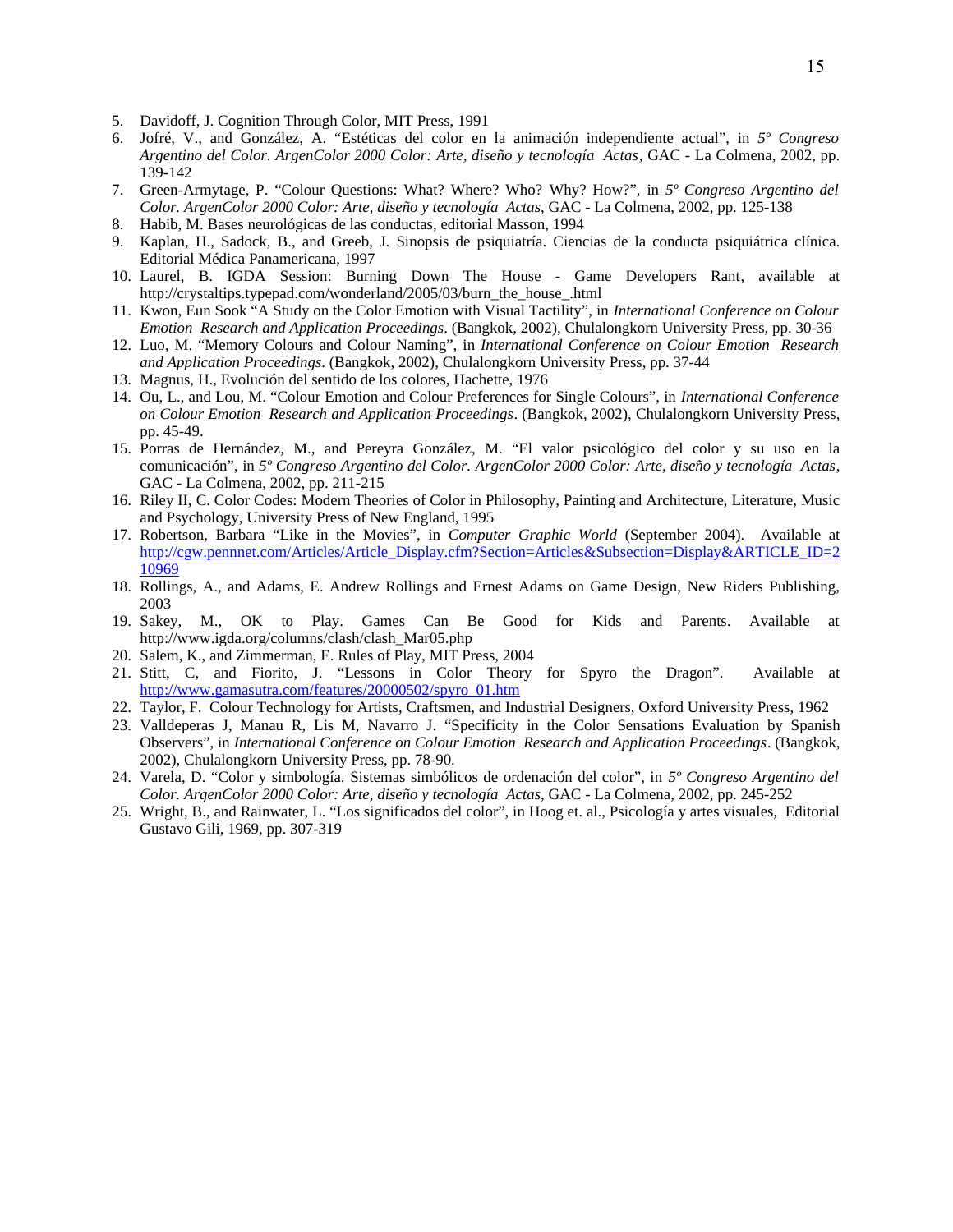5. Davidoff, J. Cognition Through Color, MIT Press, 1991
6. Jofré, V., and González, A. "Estéticas del color en la animación independiente actual", in *5º Congreso Argentino del Color. ArgenColor 2000 Color: Arte, diseño y tecnología Actas*, GAC - La Colmena, 2002, pp. 139-142
7. Green-Armytage, P. "Colour Questions: What? Where? Who? Why? How?", in *5º Congreso Argentino del Color. ArgenColor 2000 Color: Arte, diseño y tecnología Actas*, GAC - La Colmena, 2002, pp. 125-138
8. Habib, M. Bases neurológicas de las conductas, editorial Masson, 1994
9. Kaplan, H., Sadock, B., and Greeb, J. Sinopsis de psiquiatría. Ciencias de la conducta psiquiátrica clínica. Editorial Médica Panamericana, 1997
10. Laurel, B. IGDA Session: Burning Down The House - Game Developers Rant, available at http://crystaltips.typepad.com/wonderland/2005/03/burn_the_house_.html
11. Kwon, Eun Sook "A Study on the Color Emotion with Visual Tactility", in *International Conference on Colour Emotion Research and Application Proceedings*. (Bangkok, 2002), Chulalongkorn University Press, pp. 30-36
12. Luo, M. "Memory Colours and Colour Naming", in *International Conference on Colour Emotion Research and Application Proceedings*. (Bangkok, 2002), Chulalongkorn University Press, pp. 37-44
13. Magnus, H., Evolución del sentido de los colores, Hachette, 1976
14. Ou, L., and Lou, M. "Colour Emotion and Colour Preferences for Single Colours", in *International Conference on Colour Emotion Research and Application Proceedings*. (Bangkok, 2002), Chulalongkorn University Press, pp. 45-49.
15. Porras de Hernández, M., and Pereyra González, M. "El valor psicológico del color y su uso en la comunicación", in *5º Congreso Argentino del Color. ArgenColor 2000 Color: Arte, diseño y tecnología Actas*, GAC - La Colmena, 2002, pp. 211-215
16. Riley II, C. Color Codes: Modern Theories of Color in Philosophy, Painting and Architecture, Literature, Music and Psychology, University Press of New England, 1995
17. Robertson, Barbara "Like in the Movies", in *Computer Graphic World* (September 2004). Available at http://cgw.pennnet.com/Articles/Article_Display.cfm?Section=Articles&Subsection=Display&ARTICLE_ID=210969
18. Rollings, A., and Adams, E. Andrew Rollings and Ernest Adams on Game Design, New Riders Publishing, 2003
19. Sakey, M., OK to Play. Games Can Be Good for Kids and Parents. Available at http://www.igda.org/columns/clash/clash_Mar05.php
20. Salem, K., and Zimmerman, E. Rules of Play, MIT Press, 2004
21. Stitt, C, and Fiorito, J. "Lessons in Color Theory for Spyro the Dragon". Available at http://www.gamasutra.com/features/20000502/spyro_01.htm
22. Taylor, F. Colour Technology for Artists, Craftsmen, and Industrial Designers, Oxford University Press, 1962
23. Valldeperas J, Manau R, Lis M, Navarro J. "Specificity in the Color Sensations Evaluation by Spanish Observers", in *International Conference on Colour Emotion Research and Application Proceedings*. (Bangkok, 2002), Chulalongkorn University Press, pp. 78-90.
24. Varela, D. "Color y simbología. Sistemas simbólicos de ordenación del color", in *5º Congreso Argentino del Color. ArgenColor 2000 Color: Arte, diseño y tecnología Actas*, GAC - La Colmena, 2002, pp. 245-252
25. Wright, B., and Rainwater, L. "Los significados del color", in Hoog et. al., Psicología y artes visuales, Editorial Gustavo Gili, 1969, pp. 307-319